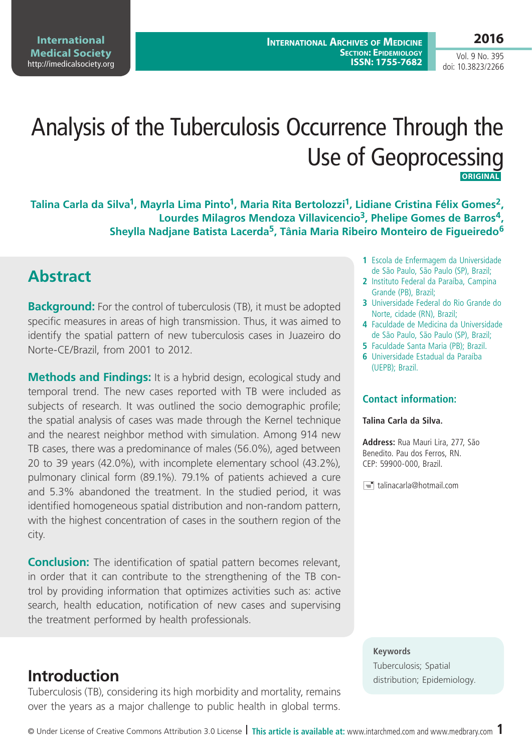# Analysis of the Tuberculosis Occurrence Through the Use of Geoprocessing

ORIGINAL

**Talina Carla da Silva[1], Mayrla Lima Pinto[1], Maria Rita Bertolozzi[1], Lidiane Cristina Félix Gomes[2], Lourdes Milagros Mendoza Villavicencio[3], Phelipe Gomes de Barros[4], Sheylla Nadjane Batista Lacerda[5], Tânia Maria Ribeiro Monteiro de Figueiredo[6]**

1 Escola de Enfermagem da Universidade de São Paulo, São Paulo (SP), Brazil;
2 Instituto Federal da Paraíba, Campina Grande (PB), Brazil;
3 Universidade Federal do Rio Grande do Norte, cidade (RN), Brazil;
4 Faculdade de Medicina da Universidade de São Paulo, São Paulo (SP), Brazil;
5 Faculdade Santa Maria (PB); Brazil.
6 Universidade Estadual da Paraíba (UEPB); Brazil.

## Abstract

**Background:** For the control of tuberculosis (TB), it must be adopted specific measures in areas of high transmission. Thus, it was aimed to identify the spatial pattern of new tuberculosis cases in Juazeiro do Norte-CE/Brazil, from 2001 to 2012.

**Methods and Findings:** It is a hybrid design, ecological study and temporal trend. The new cases reported with TB were included as subjects of research. It was outlined the socio demographic profile; the spatial analysis of cases was made through the Kernel technique and the nearest neighbor method with simulation. Among 914 new TB cases, there was a predominance of males (56.0%), aged between 20 to 39 years (42.0%), with incomplete elementary school (43.2%), pulmonary clinical form (89.1%). 79.1% of patients achieved a cure and 5.3% abandoned the treatment. In the studied period, it was identified homogeneous spatial distribution and non-random pattern, with the highest concentration of cases in the southern region of the city.

**Conclusion:** The identification of spatial pattern becomes relevant, in order that it can contribute to the strengthening of the TB control by providing information that optimizes activities such as: active search, health education, notification of new cases and supervising the treatment performed by health professionals.

### Contact information:

**Talina Carla da Silva.**

**Address:** Rua Mauri Lira, 277, São Benedito. Pau dos Ferros, RN. CEP: 59900-000, Brazil.

talinacarla@hotmail.com

**Keywords**
Tuberculosis; Spatial distribution; Epidemiology.

## Introduction

Tuberculosis (TB), considering its high morbidity and mortality, remains over the years as a major challenge to public health in global terms.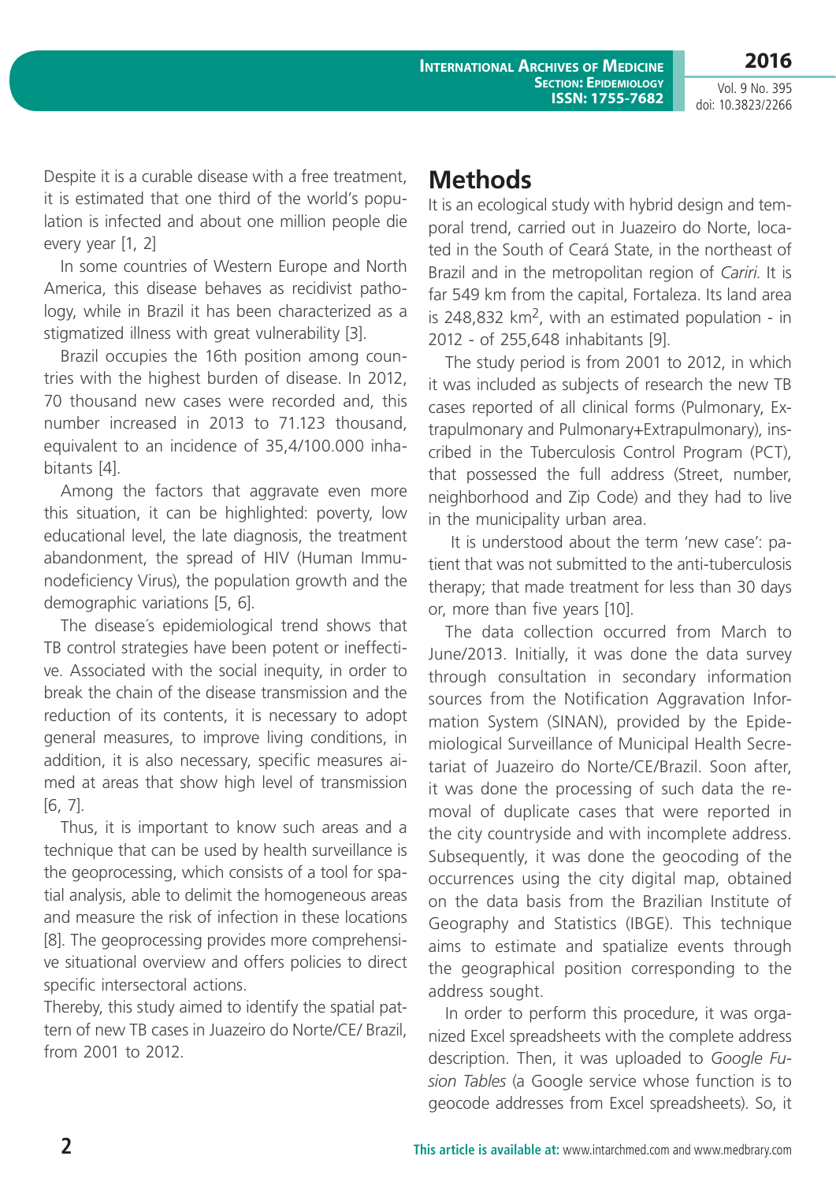Despite it is a curable disease with a free treatment, it is estimated that one third of the world's population is infected and about one million people die every year [1, 2]

In some countries of Western Europe and North America, this disease behaves as recidivist pathology, while in Brazil it has been characterized as a stigmatized illness with great vulnerability [3].

Brazil occupies the 16th position among countries with the highest burden of disease. In 2012, 70 thousand new cases were recorded and, this number increased in 2013 to 71.123 thousand, equivalent to an incidence of 35,4/100.000 inhabitants [4].

Among the factors that aggravate even more this situation, it can be highlighted: poverty, low educational level, the late diagnosis, the treatment abandonment, the spread of HIV (Human Immunodeficiency Virus), the population growth and the demographic variations [5, 6].

The disease´s epidemiological trend shows that TB control strategies have been potent or ineffective. Associated with the social inequity, in order to break the chain of the disease transmission and the reduction of its contents, it is necessary to adopt general measures, to improve living conditions, in addition, it is also necessary, specific measures aimed at areas that show high level of transmission [6, 7].

Thus, it is important to know such areas and a technique that can be used by health surveillance is the geoprocessing, which consists of a tool for spatial analysis, able to delimit the homogeneous areas and measure the risk of infection in these locations [8]. The geoprocessing provides more comprehensive situational overview and offers policies to direct specific intersectoral actions.

Thereby, this study aimed to identify the spatial pattern of new TB cases in Juazeiro do Norte/CE/ Brazil, from 2001 to 2012.

# Methods

It is an ecological study with hybrid design and temporal trend, carried out in Juazeiro do Norte, located in the South of Ceará State, in the northeast of Brazil and in the metropolitan region of *Cariri*. It is far 549 km from the capital, Fortaleza. Its land area is 248,832 km$^2$, with an estimated population - in 2012 - of 255,648 inhabitants [9].

The study period is from 2001 to 2012, in which it was included as subjects of research the new TB cases reported of all clinical forms (Pulmonary, Extrapulmonary and Pulmonary+Extrapulmonary), inscribed in the Tuberculosis Control Program (PCT), that possessed the full address (Street, number, neighborhood and Zip Code) and they had to live in the municipality urban area.

It is understood about the term 'new case': patient that was not submitted to the anti-tuberculosis therapy; that made treatment for less than 30 days or, more than five years [10].

The data collection occurred from March to June/2013. Initially, it was done the data survey through consultation in secondary information sources from the Notification Aggravation Information System (SINAN), provided by the Epidemiological Surveillance of Municipal Health Secretariat of Juazeiro do Norte/CE/Brazil. Soon after, it was done the processing of such data the removal of duplicate cases that were reported in the city countryside and with incomplete address. Subsequently, it was done the geocoding of the occurrences using the city digital map, obtained on the data basis from the Brazilian Institute of Geography and Statistics (IBGE). This technique aims to estimate and spatialize events through the geographical position corresponding to the address sought.

In order to perform this procedure, it was organized Excel spreadsheets with the complete address description. Then, it was uploaded to *Google Fusion Tables* (a Google service whose function is to geocode addresses from Excel spreadsheets). So, it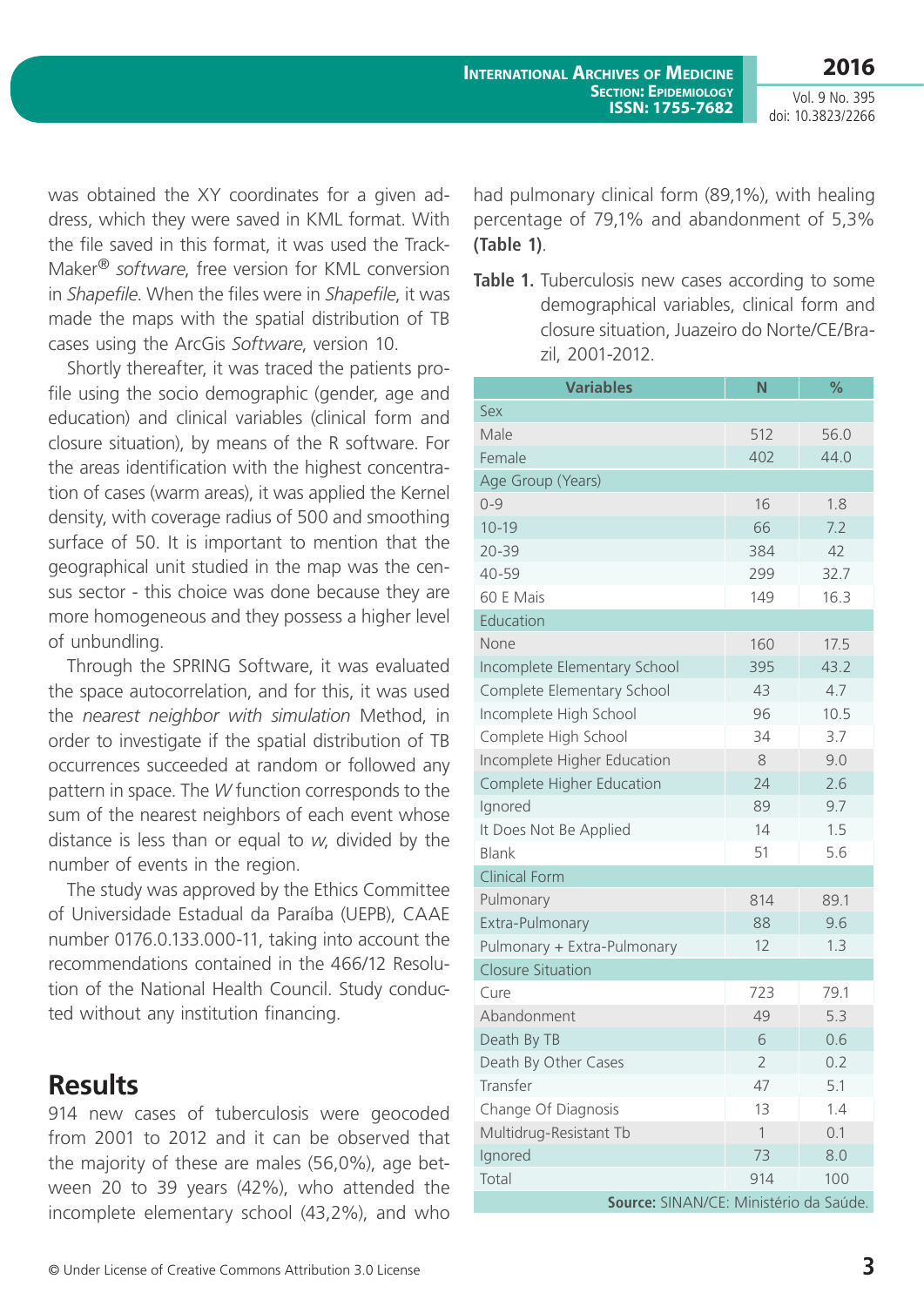was obtained the XY coordinates for a given address, which they were saved in KML format. With the file saved in this format, it was used the TrackMaker® *software*, free version for KML conversion in *Shapefile*. When the files were in *Shapefile*, it was made the maps with the spatial distribution of TB cases using the ArcGis *Software*, version 10.

Shortly thereafter, it was traced the patients profile using the socio demographic (gender, age and education) and clinical variables (clinical form and closure situation), by means of the R software. For the areas identification with the highest concentration of cases (warm areas), it was applied the Kernel density, with coverage radius of 500 and smoothing surface of 50. It is important to mention that the geographical unit studied in the map was the census sector - this choice was done because they are more homogeneous and they possess a higher level of unbundling.

Through the SPRING Software, it was evaluated the space autocorrelation, and for this, it was used the *nearest neighbor with simulation* Method, in order to investigate if the spatial distribution of TB occurrences succeeded at random or followed any pattern in space. The *W* function corresponds to the sum of the nearest neighbors of each event whose distance is less than or equal to *w*, divided by the number of events in the region.

The study was approved by the Ethics Committee of Universidade Estadual da Paraíba (UEPB), CAAE number 0176.0.133.000-11, taking into account the recommendations contained in the 466/12 Resolution of the National Health Council. Study conducted without any institution financing.

## Results

914 new cases of tuberculosis were geocoded from 2001 to 2012 and it can be observed that the majority of these are males (56,0%), age between 20 to 39 years (42%), who attended the incomplete elementary school (43,2%), and who had pulmonary clinical form (89,1%), with healing percentage of 79,1% and abandonment of 5,3% **(Table 1)**.

**Table 1.** Tuberculosis new cases according to some demographical variables, clinical form and closure situation, Juazeiro do Norte/CE/Brazil, 2001-2012.

| Variables | N | % |
|---|---|---|
| Sex | | |
| Male | 512 | 56.0 |
| Female | 402 | 44.0 |
| Age Group (Years) | | |
| 0-9 | 16 | 1.8 |
| 10-19 | 66 | 7.2 |
| 20-39 | 384 | 42 |
| 40-59 | 299 | 32.7 |
| 60 E Mais | 149 | 16.3 |
| Education | | |
| None | 160 | 17.5 |
| Incomplete Elementary School | 395 | 43.2 |
| Complete Elementary School | 43 | 4.7 |
| Incomplete High School | 96 | 10.5 |
| Complete High School | 34 | 3.7 |
| Incomplete Higher Education | 8 | 9.0 |
| Complete Higher Education | 24 | 2.6 |
| Ignored | 89 | 9.7 |
| It Does Not Be Applied | 14 | 1.5 |
| Blank | 51 | 5.6 |
| Clinical Form | | |
| Pulmonary | 814 | 89.1 |
| Extra-Pulmonary | 88 | 9.6 |
| Pulmonary + Extra-Pulmonary | 12 | 1.3 |
| Closure Situation | | |
| Cure | 723 | 79.1 |
| Abandonment | 49 | 5.3 |
| Death By TB | 6 | 0.6 |
| Death By Other Cases | 2 | 0.2 |
| Transfer | 47 | 5.1 |
| Change Of Diagnosis | 13 | 1.4 |
| Multidrug-Resistant Tb | 1 | 0.1 |
| Ignored | 73 | 8.0 |
| Total | 914 | 100 |

**Source:** SINAN/CE: Ministério da Saúde.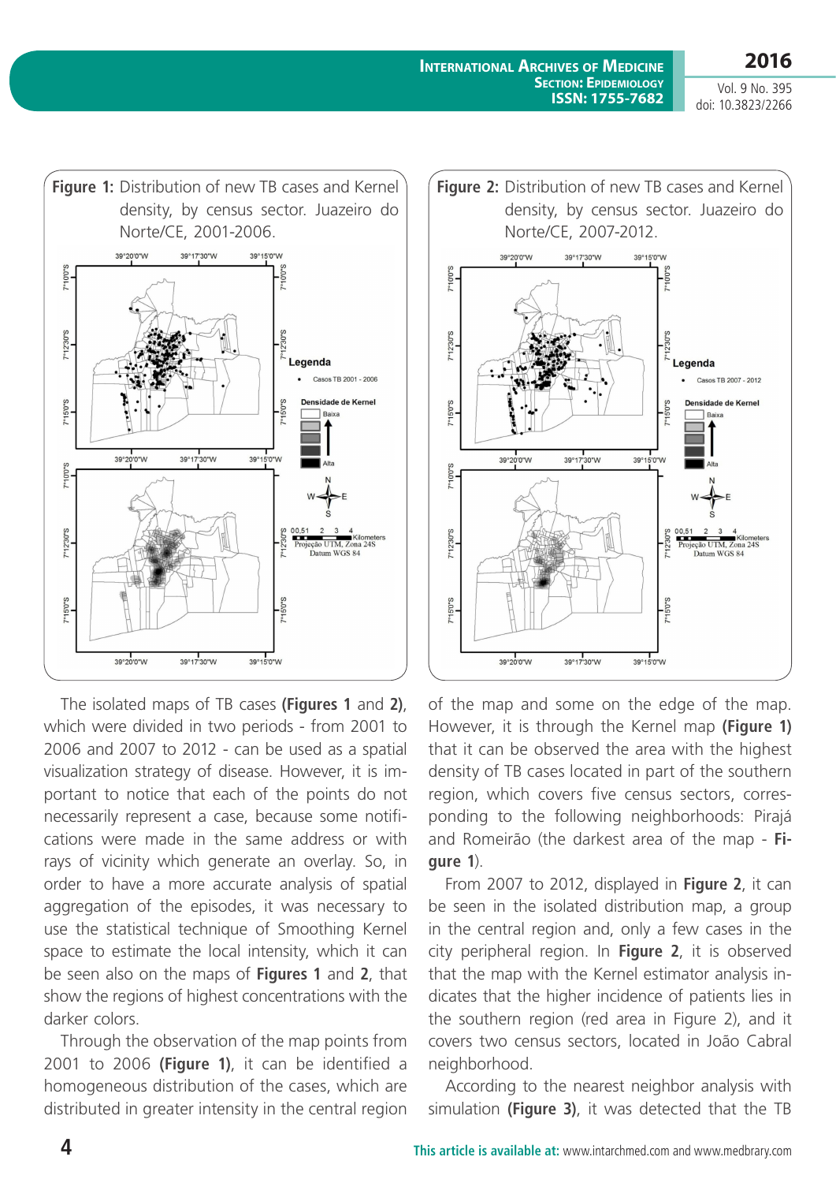**Figure 1:** Distribution of new TB cases and Kernel density, by census sector. Juazeiro do Norte/CE, 2001-2006.

**Figure 2:** Distribution of new TB cases and Kernel density, by census sector. Juazeiro do Norte/CE, 2007-2012.

The isolated maps of TB cases **(Figures 1** and **2)**, which were divided in two periods - from 2001 to 2006 and 2007 to 2012 - can be used as a spatial visualization strategy of disease. However, it is important to notice that each of the points do not necessarily represent a case, because some notifications were made in the same address or with rays of vicinity which generate an overlay. So, in order to have a more accurate analysis of spatial aggregation of the episodes, it was necessary to use the statistical technique of Smoothing Kernel space to estimate the local intensity, which it can be seen also on the maps of **Figures 1** and **2**, that show the regions of highest concentrations with the darker colors.

Through the observation of the map points from 2001 to 2006 **(Figure 1)**, it can be identified a homogeneous distribution of the cases, which are distributed in greater intensity in the central region of the map and some on the edge of the map. However, it is through the Kernel map **(Figure 1)** that it can be observed the area with the highest density of TB cases located in part of the southern region, which covers five census sectors, corresponding to the following neighborhoods: Pirajá and Romeirão (the darkest area of the map - **Figure 1**).

From 2007 to 2012, displayed in **Figure 2**, it can be seen in the isolated distribution map, a group in the central region and, only a few cases in the city peripheral region. In **Figure 2**, it is observed that the map with the Kernel estimator analysis indicates that the higher incidence of patients lies in the southern region (red area in Figure 2), and it covers two census sectors, located in João Cabral neighborhood.

According to the nearest neighbor analysis with simulation **(Figure 3)**, it was detected that the TB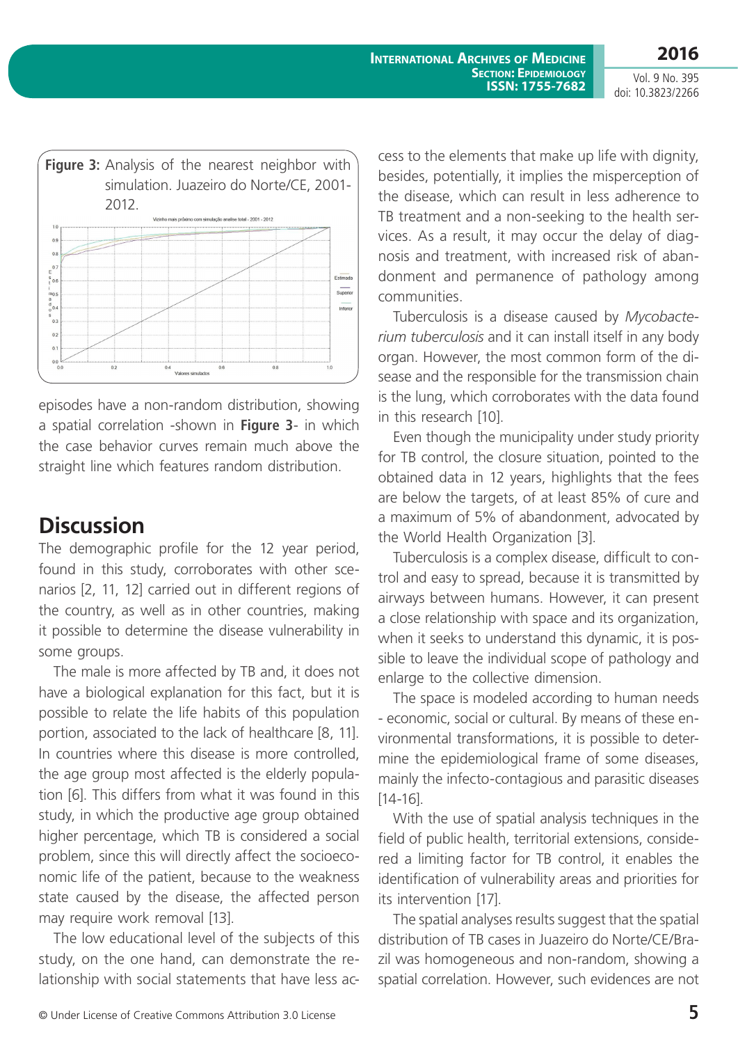**Figure 3:** Analysis of the nearest neighbor with simulation. Juazeiro do Norte/CE, 2001-2012.

episodes have a non-random distribution, showing a spatial correlation -shown in **Figure 3**- in which the case behavior curves remain much above the straight line which features random distribution.

## Discussion

The demographic profile for the 12 year period, found in this study, corroborates with other scenarios [2, 11, 12] carried out in different regions of the country, as well as in other countries, making it possible to determine the disease vulnerability in some groups.

The male is more affected by TB and, it does not have a biological explanation for this fact, but it is possible to relate the life habits of this population portion, associated to the lack of healthcare [8, 11]. In countries where this disease is more controlled, the age group most affected is the elderly population [6]. This differs from what it was found in this study, in which the productive age group obtained higher percentage, which TB is considered a social problem, since this will directly affect the socioeconomic life of the patient, because to the weakness state caused by the disease, the affected person may require work removal [13].

The low educational level of the subjects of this study, on the one hand, can demonstrate the relationship with social statements that have less access to the elements that make up life with dignity, besides, potentially, it implies the misperception of the disease, which can result in less adherence to TB treatment and a non-seeking to the health services. As a result, it may occur the delay of diagnosis and treatment, with increased risk of abandonment and permanence of pathology among communities.

Tuberculosis is a disease caused by *Mycobacterium tuberculosis* and it can install itself in any body organ. However, the most common form of the disease and the responsible for the transmission chain is the lung, which corroborates with the data found in this research [10].

Even though the municipality under study priority for TB control, the closure situation, pointed to the obtained data in 12 years, highlights that the fees are below the targets, of at least 85% of cure and a maximum of 5% of abandonment, advocated by the World Health Organization [3].

Tuberculosis is a complex disease, difficult to control and easy to spread, because it is transmitted by airways between humans. However, it can present a close relationship with space and its organization, when it seeks to understand this dynamic, it is possible to leave the individual scope of pathology and enlarge to the collective dimension.

The space is modeled according to human needs - economic, social or cultural. By means of these environmental transformations, it is possible to determine the epidemiological frame of some diseases, mainly the infecto-contagious and parasitic diseases [14-16].

With the use of spatial analysis techniques in the field of public health, territorial extensions, considered a limiting factor for TB control, it enables the identification of vulnerability areas and priorities for its intervention [17].

The spatial analyses results suggest that the spatial distribution of TB cases in Juazeiro do Norte/CE/Brazil was homogeneous and non-random, showing a spatial correlation. However, such evidences are not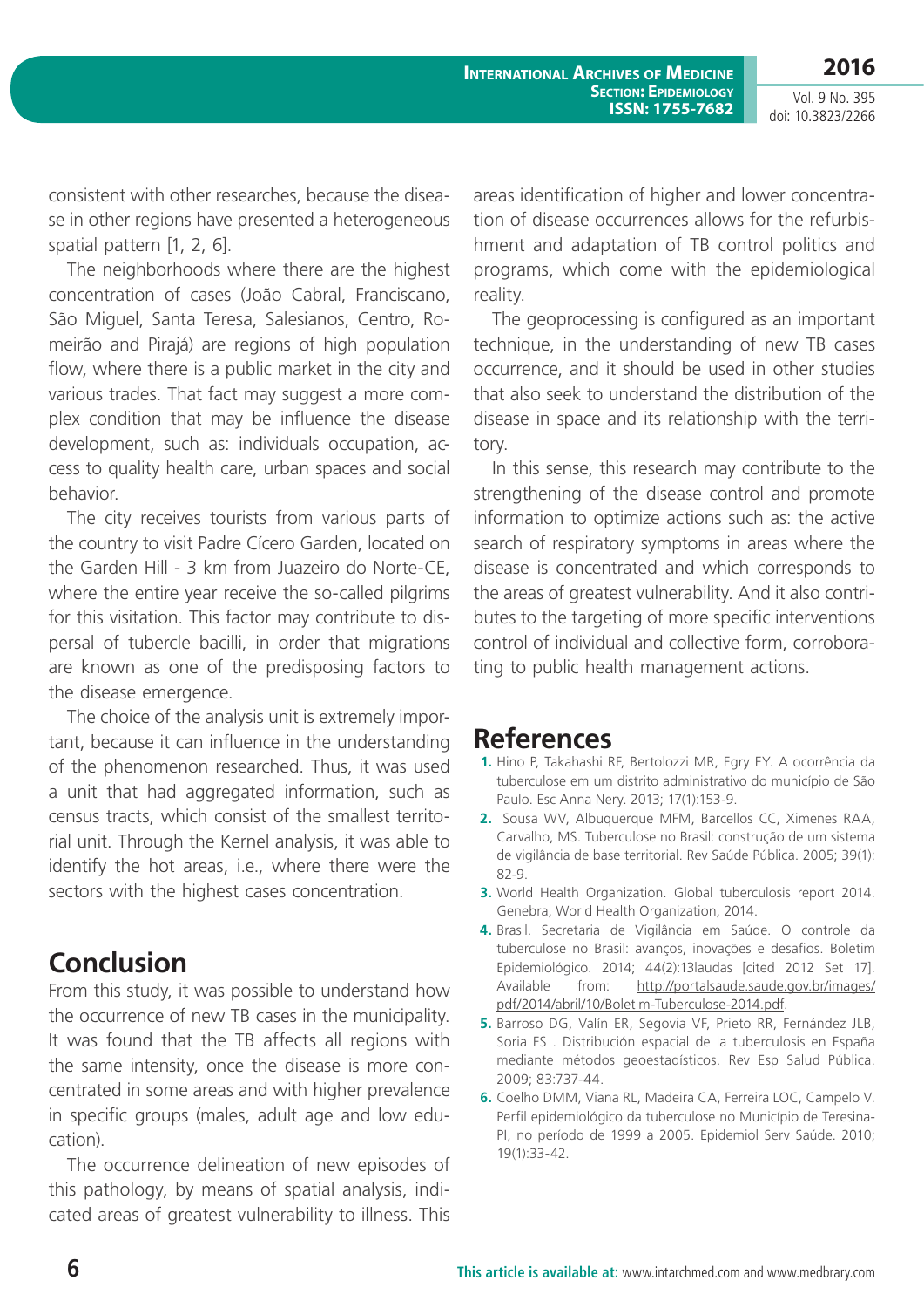consistent with other researches, because the disease in other regions have presented a heterogeneous spatial pattern [1, 2, 6].

The neighborhoods where there are the highest concentration of cases (João Cabral, Franciscano, São Miguel, Santa Teresa, Salesianos, Centro, Romeirão and Pirajá) are regions of high population flow, where there is a public market in the city and various trades. That fact may suggest a more complex condition that may be influence the disease development, such as: individuals occupation, access to quality health care, urban spaces and social behavior.

The city receives tourists from various parts of the country to visit Padre Cícero Garden, located on the Garden Hill - 3 km from Juazeiro do Norte-CE, where the entire year receive the so-called pilgrims for this visitation. This factor may contribute to dispersal of tubercle bacilli, in order that migrations are known as one of the predisposing factors to the disease emergence.

The choice of the analysis unit is extremely important, because it can influence in the understanding of the phenomenon researched. Thus, it was used a unit that had aggregated information, such as census tracts, which consist of the smallest territorial unit. Through the Kernel analysis, it was able to identify the hot areas, i.e., where there were the sectors with the highest cases concentration.

## Conclusion

From this study, it was possible to understand how the occurrence of new TB cases in the municipality. It was found that the TB affects all regions with the same intensity, once the disease is more concentrated in some areas and with higher prevalence in specific groups (males, adult age and low education).

The occurrence delineation of new episodes of this pathology, by means of spatial analysis, indicated areas of greatest vulnerability to illness. This areas identification of higher and lower concentration of disease occurrences allows for the refurbishment and adaptation of TB control politics and programs, which come with the epidemiological reality.

The geoprocessing is configured as an important technique, in the understanding of new TB cases occurrence, and it should be used in other studies that also seek to understand the distribution of the disease in space and its relationship with the territory.

In this sense, this research may contribute to the strengthening of the disease control and promote information to optimize actions such as: the active search of respiratory symptoms in areas where the disease is concentrated and which corresponds to the areas of greatest vulnerability. And it also contributes to the targeting of more specific interventions control of individual and collective form, corroborating to public health management actions.

## References

1. Hino P, Takahashi RF, Bertolozzi MR, Egry EY. A ocorrência da tuberculose em um distrito administrativo do município de São Paulo. Esc Anna Nery. 2013; 17(1):153-9.
2. Sousa WV, Albuquerque MFM, Barcellos CC, Ximenes RAA, Carvalho, MS. Tuberculose no Brasil: construção de um sistema de vigilância de base territorial. Rev Saúde Pública. 2005; 39(1): 82-9.
3. World Health Organization. Global tuberculosis report 2014. Genebra, World Health Organization, 2014.
4. Brasil. Secretaria de Vigilância em Saúde. O controle da tuberculose no Brasil: avanços, inovações e desafios. Boletim Epidemiológico. 2014; 44(2):13laudas [cited 2012 Set 17]. Available from: http://portalsaude.saude.gov.br/images/pdf/2014/abril/10/Boletim-Tuberculose-2014.pdf.
5. Barroso DG, Valín ER, Segovia VF, Prieto RR, Fernández JLB, Soria FS . Distribución espacial de la tuberculosis en España mediante métodos geoestadísticos. Rev Esp Salud Pública. 2009; 83:737-44.
6. Coelho DMM, Viana RL, Madeira CA, Ferreira LOC, Campelo V. Perfil epidemiológico da tuberculose no Município de Teresina-PI, no período de 1999 a 2005. Epidemiol Serv Saúde. 2010; 19(1):33-42.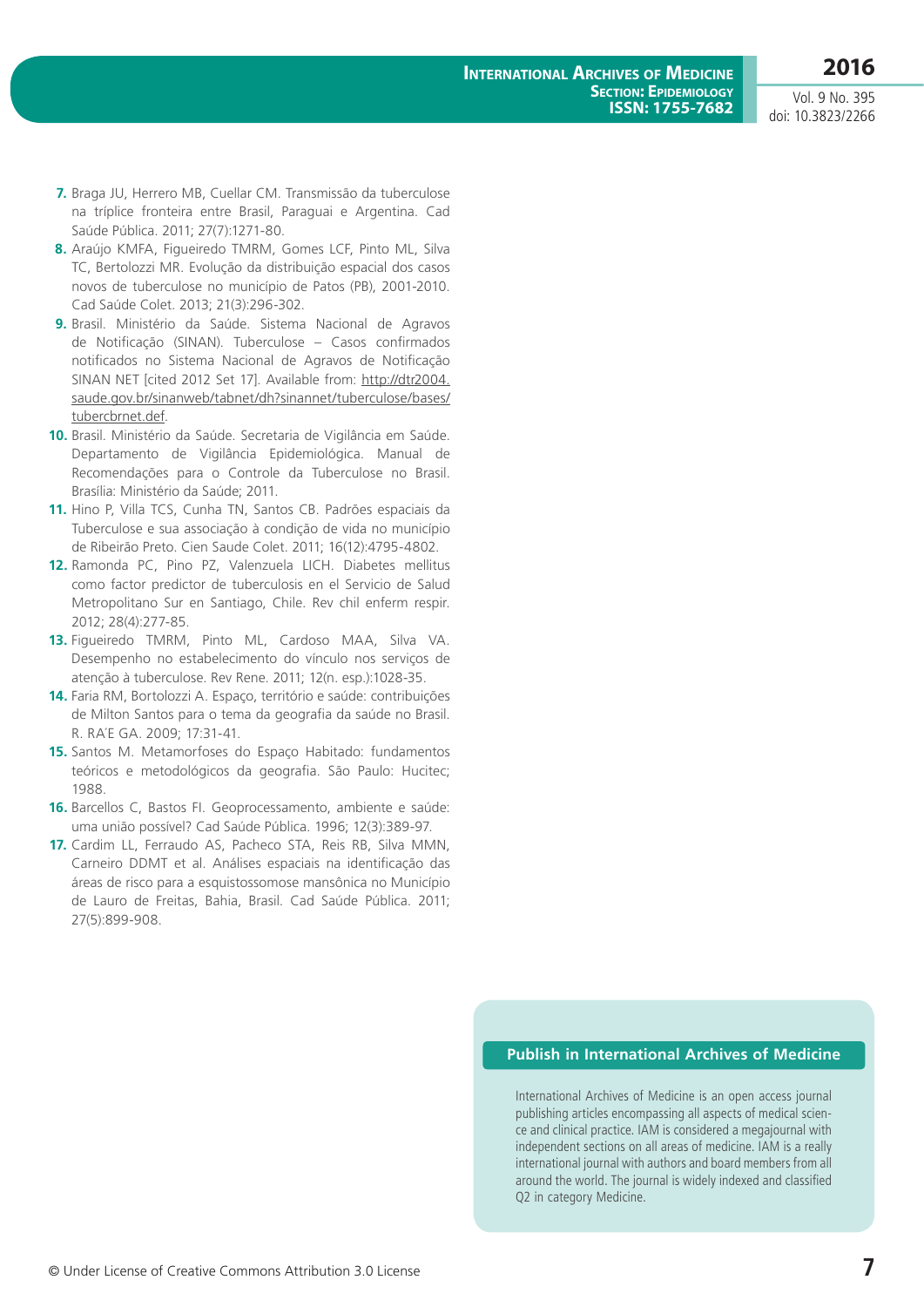7. Braga JU, Herrero MB, Cuellar CM. Transmissão da tuberculose na tríplice fronteira entre Brasil, Paraguai e Argentina. Cad Saúde Pública. 2011; 27(7):1271-80.
8. Araújo KMFA, Figueiredo TMRM, Gomes LCF, Pinto ML, Silva TC, Bertolozzi MR. Evolução da distribuição espacial dos casos novos de tuberculose no município de Patos (PB), 2001-2010. Cad Saúde Colet. 2013; 21(3):296-302.
9. Brasil. Ministério da Saúde. Sistema Nacional de Agravos de Notificação (SINAN). Tuberculose – Casos confirmados notificados no Sistema Nacional de Agravos de Notificação SINAN NET [cited 2012 Set 17]. Available from: http://dtr2004.saude.gov.br/sinanweb/tabnet/dh?sinannet/tuberculose/bases/tubercbrnet.def.
10. Brasil. Ministério da Saúde. Secretaria de Vigilância em Saúde. Departamento de Vigilância Epidemiológica. Manual de Recomendações para o Controle da Tuberculose no Brasil. Brasília: Ministério da Saúde; 2011.
11. Hino P, Villa TCS, Cunha TN, Santos CB. Padrões espaciais da Tuberculose e sua associação à condição de vida no município de Ribeirão Preto. Cien Saude Colet. 2011; 16(12):4795-4802.
12. Ramonda PC, Pino PZ, Valenzuela LICH. Diabetes mellitus como factor predictor de tuberculosis en el Servicio de Salud Metropolitano Sur en Santiago, Chile. Rev chil enferm respir. 2012; 28(4):277-85.
13. Figueiredo TMRM, Pinto ML, Cardoso MAA, Silva VA. Desempenho no estabelecimento do vínculo nos serviços de atenção à tuberculose. Rev Rene. 2011; 12(n. esp.):1028-35.
14. Faria RM, Bortolozzi A. Espaço, território e saúde: contribuições de Milton Santos para o tema da geografia da saúde no Brasil. R. RA'E GA. 2009; 17:31-41.
15. Santos M. Metamorfoses do Espaço Habitado: fundamentos teóricos e metodológicos da geografia. São Paulo: Hucitec; 1988.
16. Barcellos C, Bastos FI. Geoprocessamento, ambiente e saúde: uma união possível? Cad Saúde Pública. 1996; 12(3):389-97.
17. Cardim LL, Ferraudo AS, Pacheco STA, Reis RB, Silva MMN, Carneiro DDMT et al. Análises espaciais na identificação das áreas de risco para a esquistossomose mansônica no Município de Lauro de Freitas, Bahia, Brasil. Cad Saúde Pública. 2011; 27(5):899-908.

**Publish in International Archives of Medicine**

International Archives of Medicine is an open access journal publishing articles encompassing all aspects of medical science and clinical practice. IAM is considered a megajournal with independent sections on all areas of medicine. IAM is a really international journal with authors and board members from all around the world. The journal is widely indexed and classified Q2 in category Medicine.